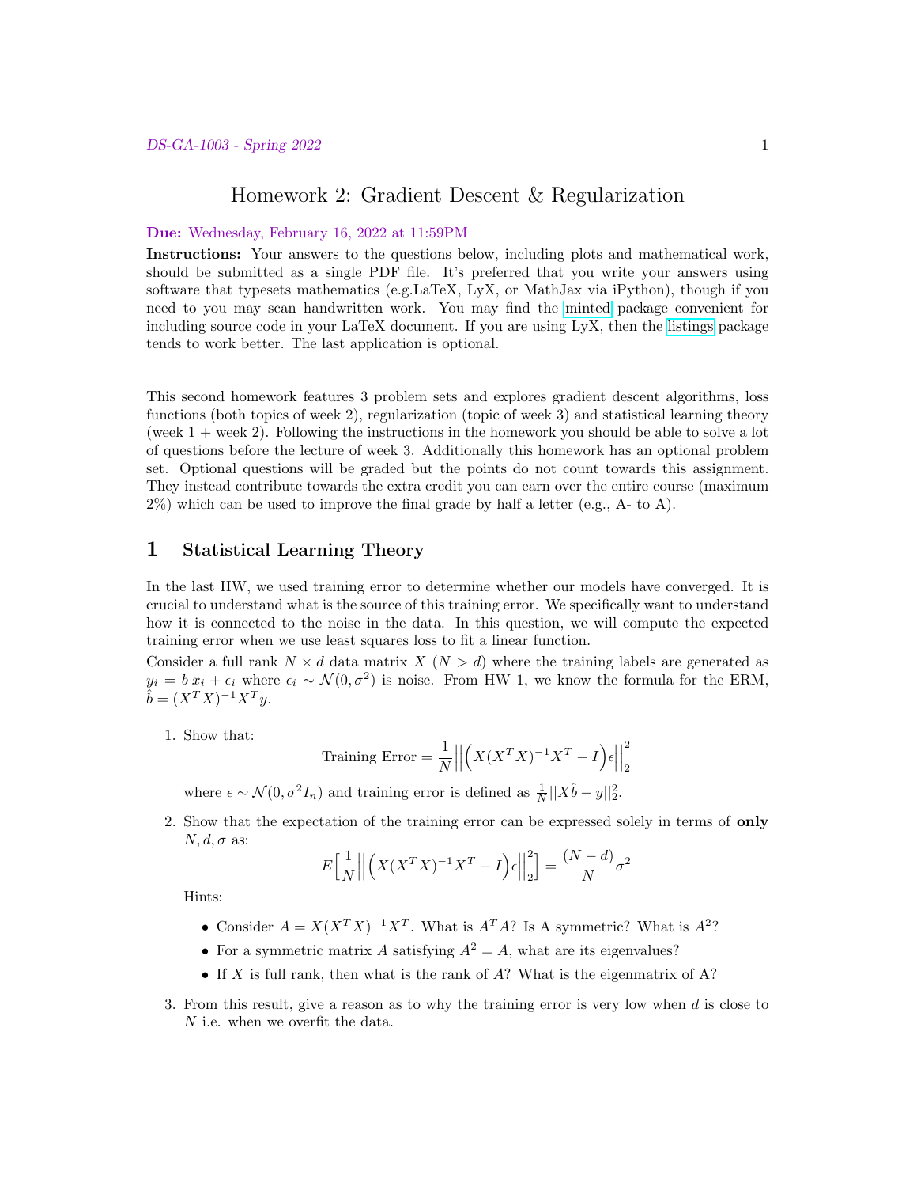# Homework 2: Gradient Descent & Regularization

**Due:** Wednesday, February 16, 2022 at 11:59PM

**Instructions:** Your answers to the questions below, including plots and mathematical work, should be submitted as a single PDF file. It's preferred that you write your answers using software that typesets mathematics (e.g.LaTeX, LyX, or MathJax via iPython), though if you need to you may scan handwritten work. You may find the minted package convenient for including source code in your LaTeX document. If you are using LyX, then the listings package tends to work better. The last application is optional.

---

This second homework features 3 problem sets and explores gradient descent algorithms, loss functions (both topics of week 2), regularization (topic of week 3) and statistical learning theory (week 1 + week 2). Following the instructions in the homework you should be able to solve a lot of questions before the lecture of week 3. Additionally this homework has an optional problem set. Optional questions will be graded but the points do not count towards this assignment. They instead contribute towards the extra credit you can earn over the entire course (maximum 2%) which can be used to improve the final grade by half a letter (e.g., A- to A).

## 1 Statistical Learning Theory

In the last HW, we used training error to determine whether our models have converged. It is crucial to understand what is the source of this training error. We specifically want to understand how it is connected to the noise in the data. In this question, we will compute the expected training error when we use least squares loss to fit a linear function.

Consider a full rank $N \times d$ data matrix $X$ ($N > d$) where the training labels are generated as $y_i = b\, x_i + \epsilon_i$ where $\epsilon_i \sim \mathcal{N}(0, \sigma^2)$ is noise. From HW 1, we know the formula for the ERM, $\hat{b} = (X^T X)^{-1} X^T y$.

1. Show that:
$$\text{Training Error} = \frac{1}{N} \left|\left| \Big( X(X^T X)^{-1} X^T - I \Big) \epsilon \right|\right|_2^2$$
where $\epsilon \sim \mathcal{N}(0, \sigma^2 I_n)$ and training error is defined as $\frac{1}{N}||X\hat{b} - y||_2^2$.

2. Show that the expectation of the training error can be expressed solely in terms of **only** $N, d, \sigma$ as:
$$E\Big[\frac{1}{N} \left|\left| \Big( X(X^T X)^{-1} X^T - I \Big) \epsilon \right|\right|_2^2 \Big] = \frac{(N-d)}{N} \sigma^2$$
Hints:
   - Consider $A = X(X^T X)^{-1} X^T$. What is $A^T A$? Is A symmetric? What is $A^2$?
   - For a symmetric matrix $A$ satisfying $A^2 = A$, what are its eigenvalues?
   - If $X$ is full rank, then what is the rank of $A$? What is the eigenmatrix of A?

3. From this result, give a reason as to why the training error is very low when $d$ is close to $N$ i.e. when we overfit the data.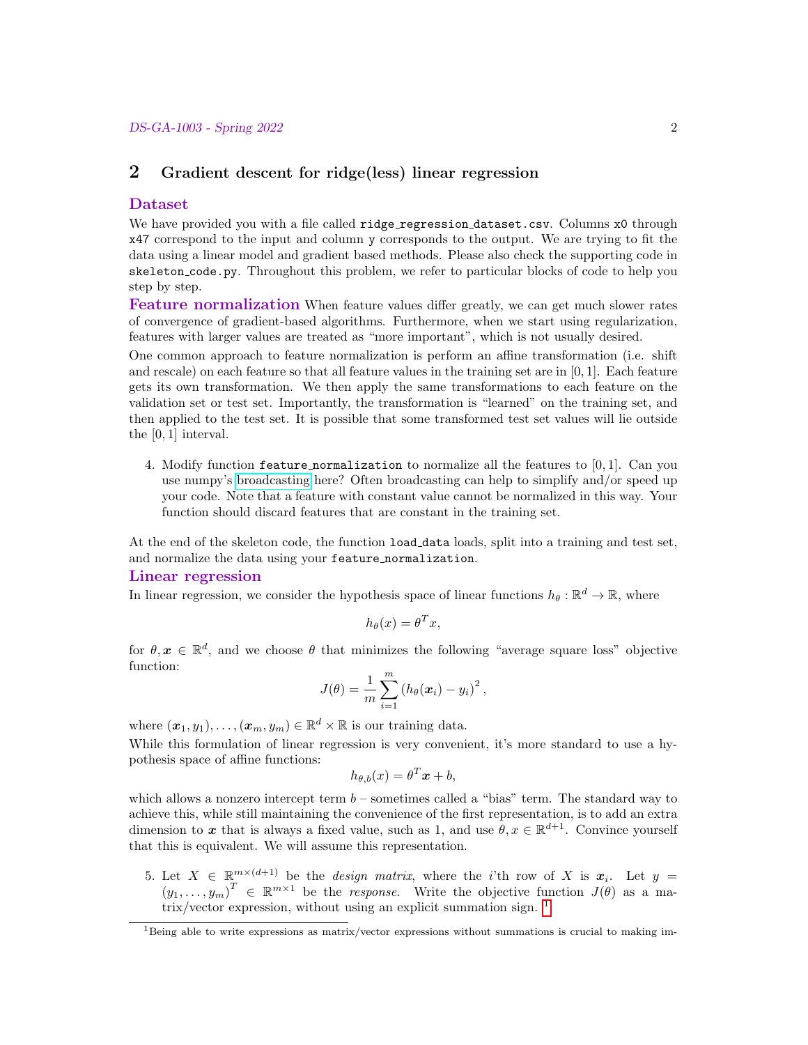## 2 Gradient descent for ridge(less) linear regression

### Dataset

We have provided you with a file called `ridge_regression_dataset.csv`. Columns `x0` through `x47` correspond to the input and column `y` corresponds to the output. We are trying to fit the data using a linear model and gradient based methods. Please also check the supporting code in `skeleton_code.py`. Throughout this problem, we refer to particular blocks of code to help you step by step.

**Feature normalization** When feature values differ greatly, we can get much slower rates of convergence of gradient-based algorithms. Furthermore, when we start using regularization, features with larger values are treated as "more important", which is not usually desired.

One common approach to feature normalization is perform an affine transformation (i.e. shift and rescale) on each feature so that all feature values in the training set are in $[0, 1]$. Each feature gets its own transformation. We then apply the same transformations to each feature on the validation set or test set. Importantly, the transformation is "learned" on the training set, and then applied to the test set. It is possible that some transformed test set values will lie outside the $[0, 1]$ interval.

4. Modify function `feature_normalization` to normalize all the features to $[0, 1]$. Can you use numpy's broadcasting here? Often broadcasting can help to simplify and/or speed up your code. Note that a feature with constant value cannot be normalized in this way. Your function should discard features that are constant in the training set.

At the end of the skeleton code, the function `load_data` loads, split into a training and test set, and normalize the data using your `feature_normalization`.

### Linear regression

In linear regression, we consider the hypothesis space of linear functions $h_\theta : \mathbb{R}^d \to \mathbb{R}$, where

$$h_\theta(x) = \theta^T x,$$

for $\theta, \boldsymbol{x} \in \mathbb{R}^d$, and we choose $\theta$ that minimizes the following "average square loss" objective function:

$$J(\theta) = \frac{1}{m} \sum_{i=1}^{m} \left( h_\theta(\boldsymbol{x}_i) - y_i \right)^2,$$

where $(\boldsymbol{x}_1, y_1), \ldots, (\boldsymbol{x}_m, y_m) \in \mathbb{R}^d \times \mathbb{R}$ is our training data.

While this formulation of linear regression is very convenient, it's more standard to use a hypothesis space of affine functions:

$$h_{\theta,b}(x) = \theta^T \boldsymbol{x} + b,$$

which allows a nonzero intercept term $b$ – sometimes called a "bias" term. The standard way to achieve this, while still maintaining the convenience of the first representation, is to add an extra dimension to $\boldsymbol{x}$ that is always a fixed value, such as 1, and use $\theta, x \in \mathbb{R}^{d+1}$. Convince yourself that this is equivalent. We will assume this representation.

5. Let $X \in \mathbb{R}^{m \times (d+1)}$ be the *design matrix*, where the $i$'th row of $X$ is $\boldsymbol{x}_i$. Let $y = (y_1, \ldots, y_m)^T \in \mathbb{R}^{m \times 1}$ be the *response*. Write the objective function $J(\theta)$ as a matrix/vector expression, without using an explicit summation sign. [1]

[1] Being able to write expressions as matrix/vector expressions without summations is crucial to making im-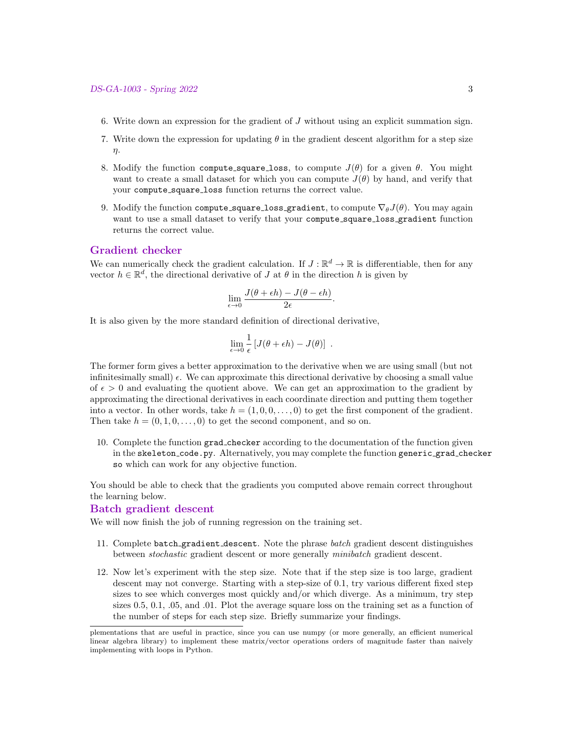6. Write down an expression for the gradient of $J$ without using an explicit summation sign.

7. Write down the expression for updating $\theta$ in the gradient descent algorithm for a step size $\eta$.

8. Modify the function `compute_square_loss`, to compute $J(\theta)$ for a given $\theta$. You might want to create a small dataset for which you can compute $J(\theta)$ by hand, and verify that your `compute_square_loss` function returns the correct value.

9. Modify the function `compute_square_loss_gradient`, to compute $\nabla_\theta J(\theta)$. You may again want to use a small dataset to verify that your `compute_square_loss_gradient` function returns the correct value.

## Gradient checker

We can numerically check the gradient calculation. If $J : \mathbb{R}^d \to \mathbb{R}$ is differentiable, then for any vector $h \in \mathbb{R}^d$, the directional derivative of $J$ at $\theta$ in the direction $h$ is given by

$$\lim_{\epsilon \to 0} \frac{J(\theta + \epsilon h) - J(\theta - \epsilon h)}{2\epsilon}.$$

It is also given by the more standard definition of directional derivative,

$$\lim_{\epsilon \to 0} \frac{1}{\epsilon} \left[ J(\theta + \epsilon h) - J(\theta) \right] .$$

The former form gives a better approximation to the derivative when we are using small (but not infinitesimally small) $\epsilon$. We can approximate this directional derivative by choosing a small value of $\epsilon > 0$ and evaluating the quotient above. We can get an approximation to the gradient by approximating the directional derivatives in each coordinate direction and putting them together into a vector. In other words, take $h = (1, 0, 0, \ldots, 0)$ to get the first component of the gradient. Then take $h = (0, 1, 0, \ldots, 0)$ to get the second component, and so on.

10. Complete the function `grad_checker` according to the documentation of the function given in the `skeleton_code.py`. Alternatively, you may complete the function `generic_grad_checker` so which can work for any objective function.

You should be able to check that the gradients you computed above remain correct throughout the learning below.

## Batch gradient descent

We will now finish the job of running regression on the training set.

11. Complete `batch_gradient_descent`. Note the phrase *batch* gradient descent distinguishes between *stochastic* gradient descent or more generally *minibatch* gradient descent.

12. Now let's experiment with the step size. Note that if the step size is too large, gradient descent may not converge. Starting with a step-size of 0.1, try various different fixed step sizes to see which converges most quickly and/or which diverge. As a minimum, try step sizes 0.5, 0.1, .05, and .01. Plot the average square loss on the training set as a function of the number of steps for each step size. Briefly summarize your findings.

plementations that are useful in practice, since you can use numpy (or more generally, an efficient numerical linear algebra library) to implement these matrix/vector operations orders of magnitude faster than naively implementing with loops in Python.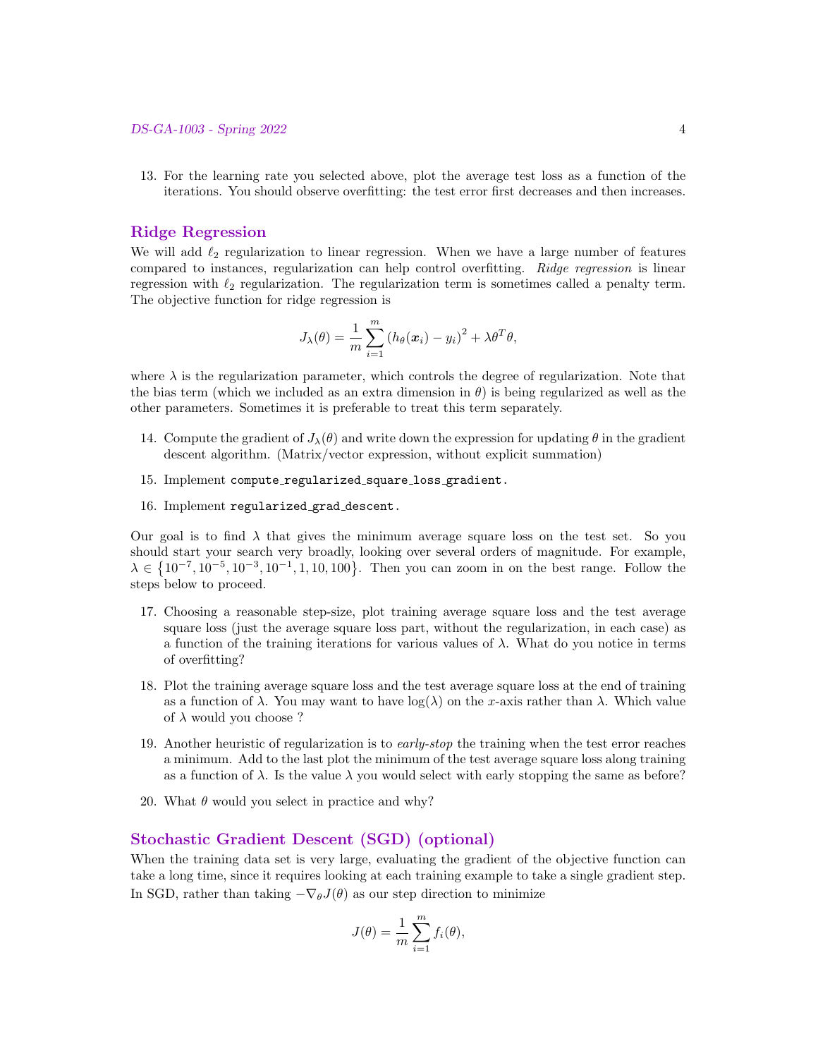13. For the learning rate you selected above, plot the average test loss as a function of the iterations. You should observe overfitting: the test error first decreases and then increases.

## Ridge Regression

We will add $\ell_2$ regularization to linear regression. When we have a large number of features compared to instances, regularization can help control overfitting. *Ridge regression* is linear regression with $\ell_2$ regularization. The regularization term is sometimes called a penalty term. The objective function for ridge regression is

$$J_\lambda(\theta) = \frac{1}{m}\sum_{i=1}^{m}\left(h_\theta(\boldsymbol{x}_i) - y_i\right)^2 + \lambda\theta^T\theta,$$

where $\lambda$ is the regularization parameter, which controls the degree of regularization. Note that the bias term (which we included as an extra dimension in $\theta$) is being regularized as well as the other parameters. Sometimes it is preferable to treat this term separately.

14. Compute the gradient of $J_\lambda(\theta)$ and write down the expression for updating $\theta$ in the gradient descent algorithm. (Matrix/vector expression, without explicit summation)

15. Implement `compute_regularized_square_loss_gradient`.

16. Implement `regularized_grad_descent`.

Our goal is to find $\lambda$ that gives the minimum average square loss on the test set. So you should start your search very broadly, looking over several orders of magnitude. For example, $\lambda \in \left\{10^{-7}, 10^{-5}, 10^{-3}, 10^{-1}, 1, 10, 100\right\}$. Then you can zoom in on the best range. Follow the steps below to proceed.

17. Choosing a reasonable step-size, plot training average square loss and the test average square loss (just the average square loss part, without the regularization, in each case) as a function of the training iterations for various values of $\lambda$. What do you notice in terms of overfitting?

18. Plot the training average square loss and the test average square loss at the end of training as a function of $\lambda$. You may want to have $\log(\lambda)$ on the $x$-axis rather than $\lambda$. Which value of $\lambda$ would you choose ?

19. Another heuristic of regularization is to *early-stop* the training when the test error reaches a minimum. Add to the last plot the minimum of the test average square loss along training as a function of $\lambda$. Is the value $\lambda$ you would select with early stopping the same as before?

20. What $\theta$ would you select in practice and why?

## Stochastic Gradient Descent (SGD) (optional)

When the training data set is very large, evaluating the gradient of the objective function can take a long time, since it requires looking at each training example to take a single gradient step. In SGD, rather than taking $-\nabla_\theta J(\theta)$ as our step direction to minimize

$$J(\theta) = \frac{1}{m}\sum_{i=1}^{m} f_i(\theta),$$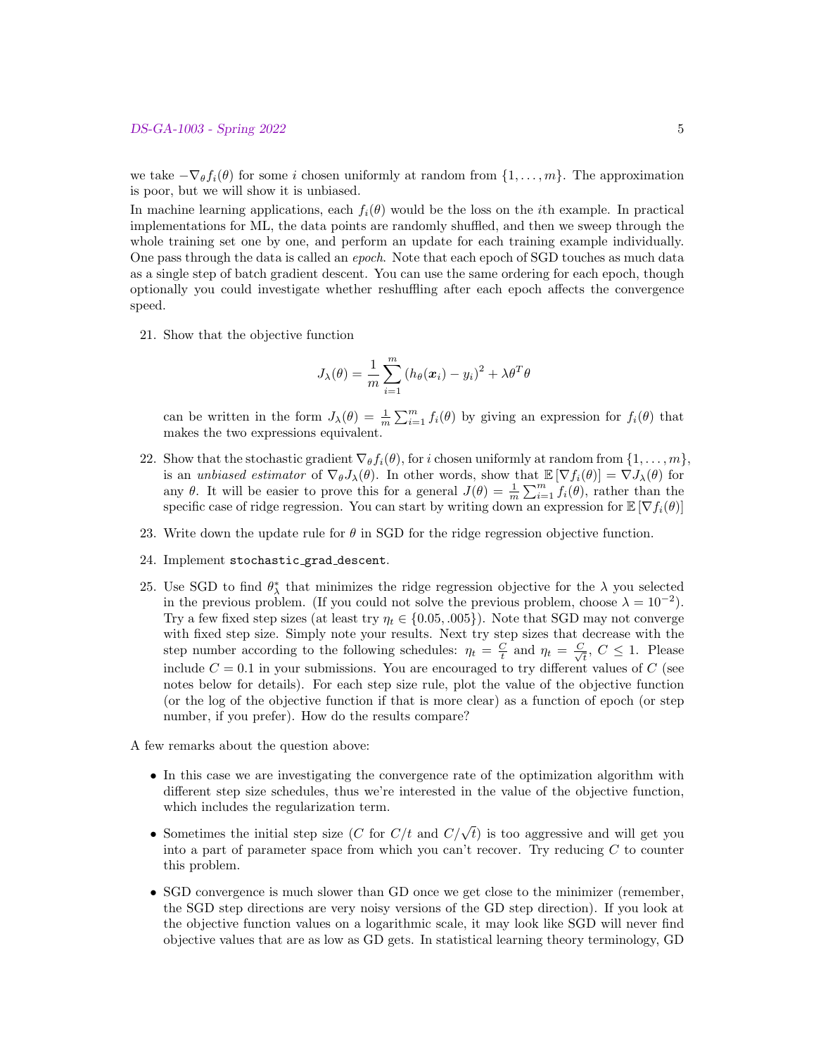we take $-\nabla_\theta f_i(\theta)$ for some $i$ chosen uniformly at random from $\{1, \ldots, m\}$. The approximation is poor, but we will show it is unbiased.

In machine learning applications, each $f_i(\theta)$ would be the loss on the $i$th example. In practical implementations for ML, the data points are randomly shuffled, and then we sweep through the whole training set one by one, and perform an update for each training example individually. One pass through the data is called an *epoch*. Note that each epoch of SGD touches as much data as a single step of batch gradient descent. You can use the same ordering for each epoch, though optionally you could investigate whether reshuffling after each epoch affects the convergence speed.

21. Show that the objective function

$$J_\lambda(\theta) = \frac{1}{m} \sum_{i=1}^{m} \left(h_\theta(\boldsymbol{x}_i) - y_i\right)^2 + \lambda \theta^T \theta$$

can be written in the form $J_\lambda(\theta) = \frac{1}{m} \sum_{i=1}^{m} f_i(\theta)$ by giving an expression for $f_i(\theta)$ that makes the two expressions equivalent.

22. Show that the stochastic gradient $\nabla_\theta f_i(\theta)$, for $i$ chosen uniformly at random from $\{1, \ldots, m\}$, is an *unbiased estimator* of $\nabla_\theta J_\lambda(\theta)$. In other words, show that $\mathbb{E}\left[\nabla f_i(\theta)\right] = \nabla J_\lambda(\theta)$ for any $\theta$. It will be easier to prove this for a general $J(\theta) = \frac{1}{m} \sum_{i=1}^{m} f_i(\theta)$, rather than the specific case of ridge regression. You can start by writing down an expression for $\mathbb{E}\left[\nabla f_i(\theta)\right]$

23. Write down the update rule for $\theta$ in SGD for the ridge regression objective function.

24. Implement `stochastic_grad_descent`.

25. Use SGD to find $\theta^*_\lambda$ that minimizes the ridge regression objective for the $\lambda$ you selected in the previous problem. (If you could not solve the previous problem, choose $\lambda = 10^{-2}$). Try a few fixed step sizes (at least try $\eta_t \in \{0.05, .005\}$). Note that SGD may not converge with fixed step size. Simply note your results. Next try step sizes that decrease with the step number according to the following schedules: $\eta_t = \frac{C}{t}$ and $\eta_t = \frac{C}{\sqrt{t}}$, $C \leq 1$. Please include $C = 0.1$ in your submissions. You are encouraged to try different values of $C$ (see notes below for details). For each step size rule, plot the value of the objective function (or the log of the objective function if that is more clear) as a function of epoch (or step number, if you prefer). How do the results compare?

A few remarks about the question above:

- In this case we are investigating the convergence rate of the optimization algorithm with different step size schedules, thus we're interested in the value of the objective function, which includes the regularization term.
- Sometimes the initial step size ($C$ for $C/t$ and $C/\sqrt{t}$) is too aggressive and will get you into a part of parameter space from which you can't recover. Try reducing $C$ to counter this problem.
- SGD convergence is much slower than GD once we get close to the minimizer (remember, the SGD step directions are very noisy versions of the GD step direction). If you look at the objective function values on a logarithmic scale, it may look like SGD will never find objective values that are as low as GD gets. In statistical learning theory terminology, GD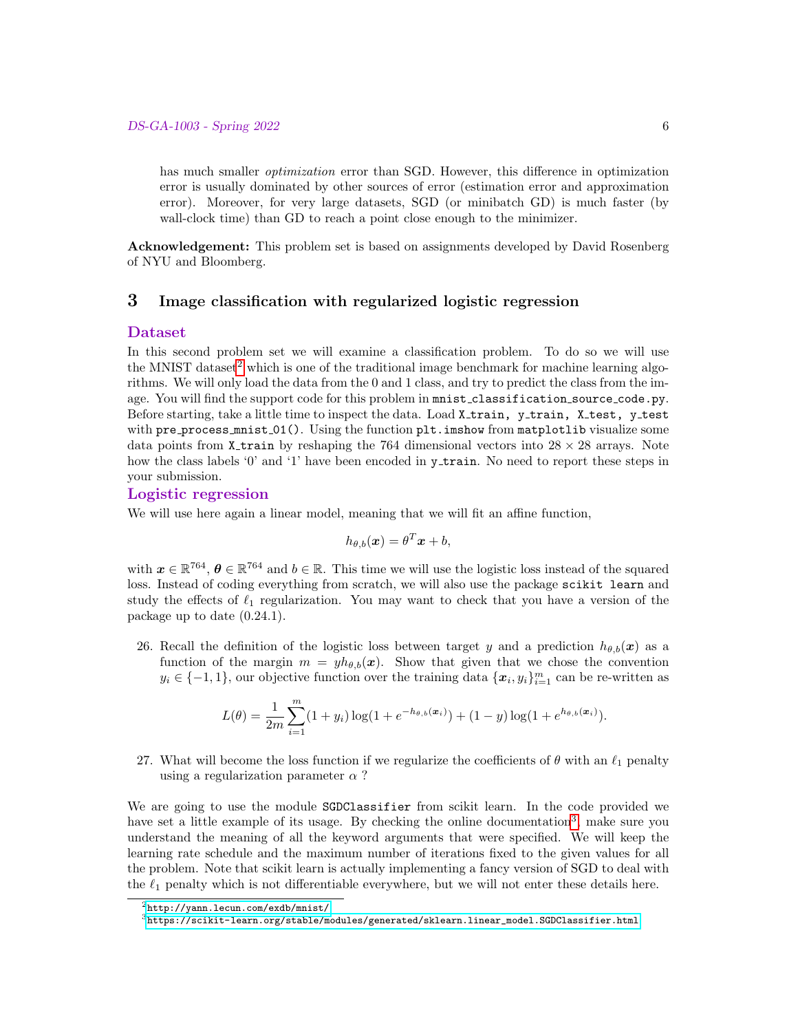has much smaller *optimization* error than SGD. However, this difference in optimization error is usually dominated by other sources of error (estimation error and approximation error). Moreover, for very large datasets, SGD (or minibatch GD) is much faster (by wall-clock time) than GD to reach a point close enough to the minimizer.

**Acknowledgement:** This problem set is based on assignments developed by David Rosenberg of NYU and Bloomberg.

## 3 Image classification with regularized logistic regression

### Dataset

In this second problem set we will examine a classification problem. To do so we will use the MNIST dataset[2] which is one of the traditional image benchmark for machine learning algorithms. We will only load the data from the 0 and 1 class, and try to predict the class from the image. You will find the support code for this problem in `mnist_classification_source_code.py`. Before starting, take a little time to inspect the data. Load `X_train, y_train, X_test, y_test` with `pre_process_mnist_01()`. Using the function `plt.imshow` from `matplotlib` visualize some data points from `X_train` by reshaping the 764 dimensional vectors into $28 \times 28$ arrays. Note how the class labels '0' and '1' have been encoded in `y_train`. No need to report these steps in your submission.

### Logistic regression

We will use here again a linear model, meaning that we will fit an affine function,

$$h_{\theta,b}(\boldsymbol{x}) = \theta^T \boldsymbol{x} + b,$$

with $\boldsymbol{x} \in \mathbb{R}^{764}$, $\boldsymbol{\theta} \in \mathbb{R}^{764}$ and $b \in \mathbb{R}$. This time we will use the logistic loss instead of the squared loss. Instead of coding everything from scratch, we will also use the package `scikit learn` and study the effects of $\ell_1$ regularization. You may want to check that you have a version of the package up to date (0.24.1).

26. Recall the definition of the logistic loss between target $y$ and a prediction $h_{\theta,b}(\boldsymbol{x})$ as a function of the margin $m = y h_{\theta,b}(\boldsymbol{x})$. Show that given that we chose the convention $y_i \in \{-1, 1\}$, our objective function over the training data $\{\boldsymbol{x}_i, y_i\}_{i=1}^m$ can be re-written as

$$L(\theta) = \frac{1}{2m} \sum_{i=1}^{m} (1 + y_i) \log(1 + e^{-h_{\theta,b}(\boldsymbol{x}_i)}) + (1 - y) \log(1 + e^{h_{\theta,b}(\boldsymbol{x}_i)}).$$

27. What will become the loss function if we regularize the coefficients of $\theta$ with an $\ell_1$ penalty using a regularization parameter $\alpha$ ?

We are going to use the module `SGDClassifier` from scikit learn. In the code provided we have set a little example of its usage. By checking the online documentation[3], make sure you understand the meaning of all the keyword arguments that were specified. We will keep the learning rate schedule and the maximum number of iterations fixed to the given values for all the problem. Note that scikit learn is actually implementing a fancy version of SGD to deal with the $\ell_1$ penalty which is not differentiable everywhere, but we will not enter these details here.

---

[2] http://yann.lecun.com/exdb/mnist/

[3] https://scikit-learn.org/stable/modules/generated/sklearn.linear_model.SGDClassifier.html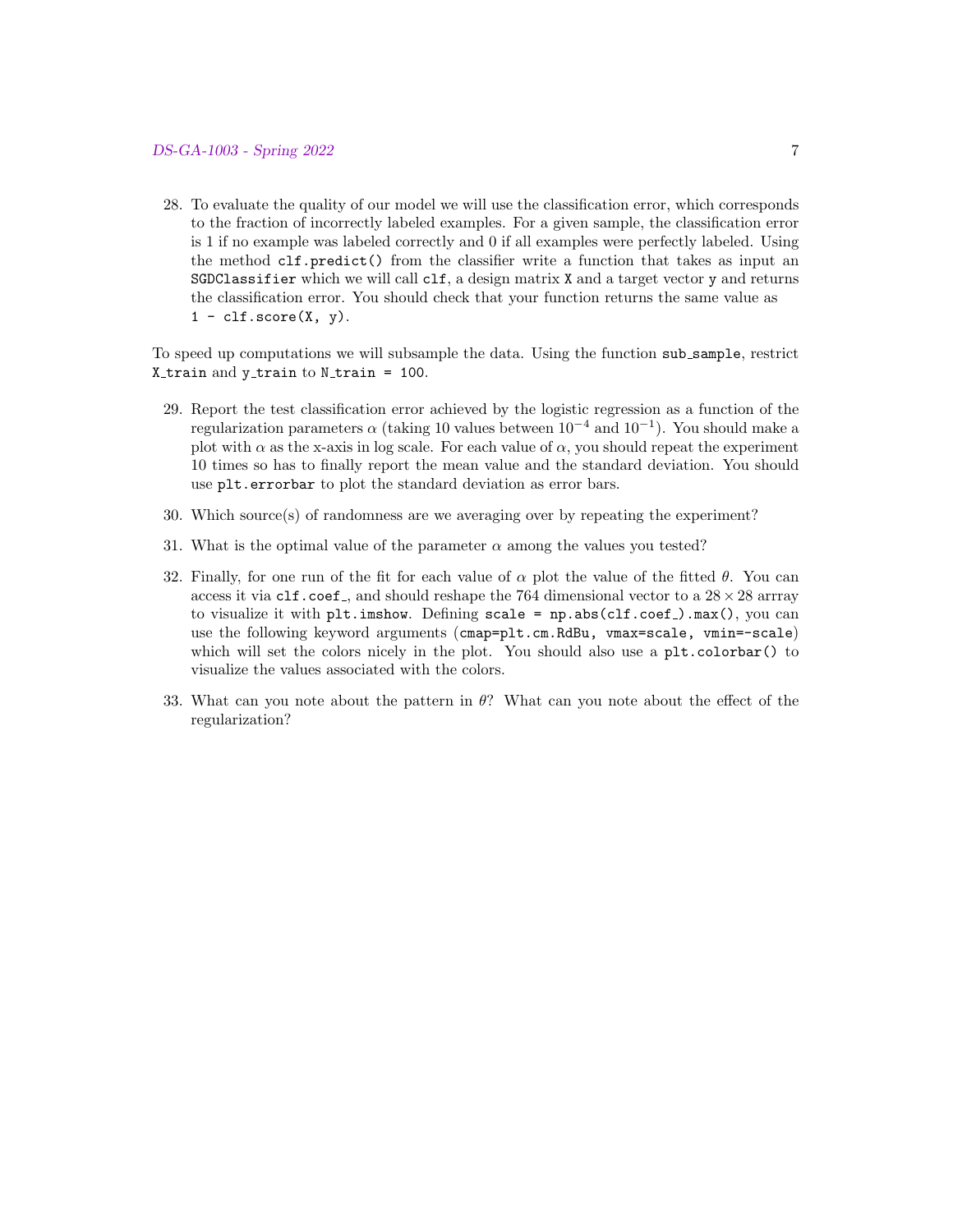28. To evaluate the quality of our model we will use the classification error, which corresponds to the fraction of incorrectly labeled examples. For a given sample, the classification error is 1 if no example was labeled correctly and 0 if all examples were perfectly labeled. Using the method `clf.predict()` from the classifier write a function that takes as input an `SGDClassifier` which we will call `clf`, a design matrix `X` and a target vector `y` and returns the classification error. You should check that your function returns the same value as `1 - clf.score(X, y)`.

To speed up computations we will subsample the data. Using the function `sub_sample`, restrict `X_train` and `y_train` to `N_train = 100`.

29. Report the test classification error achieved by the logistic regression as a function of the regularization parameters $\alpha$ (taking 10 values between $10^{-4}$ and $10^{-1}$). You should make a plot with $\alpha$ as the x-axis in log scale. For each value of $\alpha$, you should repeat the experiment 10 times so has to finally report the mean value and the standard deviation. You should use `plt.errorbar` to plot the standard deviation as error bars.

30. Which source(s) of randomness are we averaging over by repeating the experiment?

31. What is the optimal value of the parameter $\alpha$ among the values you tested?

32. Finally, for one run of the fit for each value of $\alpha$ plot the value of the fitted $\theta$. You can access it via `clf.coef_`, and should reshape the 764 dimensional vector to a $28 \times 28$ arrray to visualize it with `plt.imshow`. Defining `scale = np.abs(clf.coef_).max()`, you can use the following keyword arguments (`cmap=plt.cm.RdBu, vmax=scale, vmin=-scale`) which will set the colors nicely in the plot. You should also use a `plt.colorbar()` to visualize the values associated with the colors.

33. What can you note about the pattern in $\theta$? What can you note about the effect of the regularization?